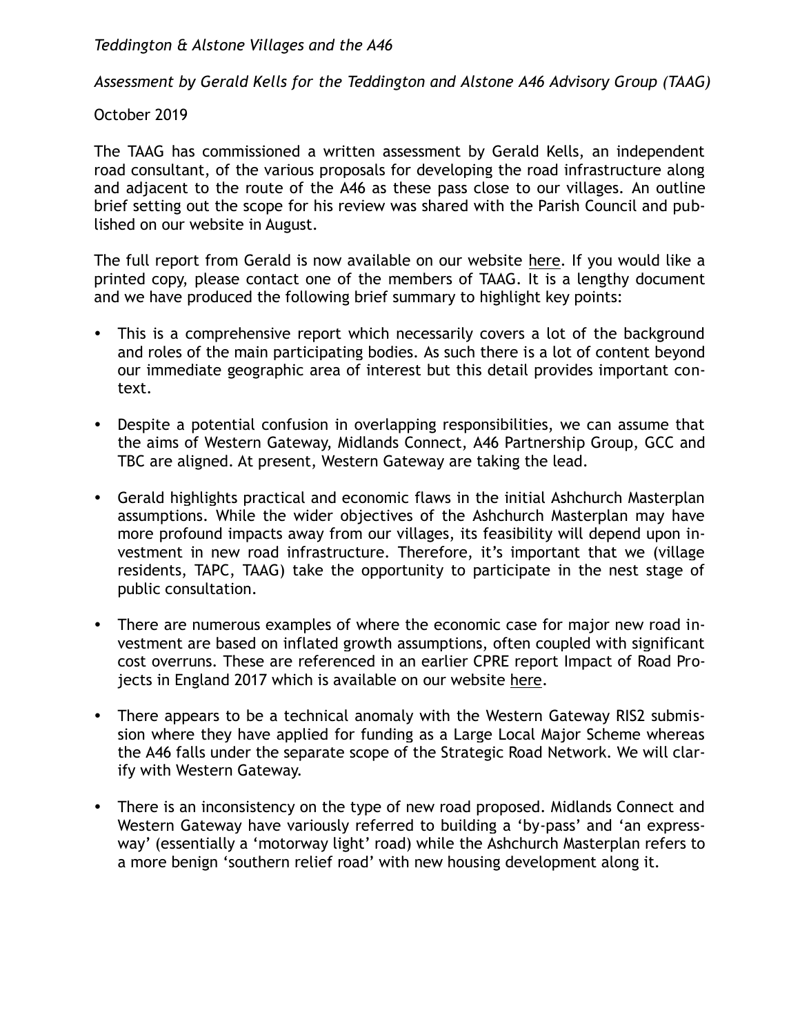*Teddington & Alstone Villages and the A46*

*Assessment by Gerald Kells for the Teddington and Alstone A46 Advisory Group (TAAG)*

October 2019

The TAAG has commissioned a written assessment by Gerald Kells, an independent road consultant, of the various proposals for developing the road infrastructure along and adjacent to the route of the A46 as these pass close to our villages. An outline brief setting out the scope for his review was shared with the Parish Council and published on our website in August.

The full report from Gerald is now available on our website here. If you would like a printed copy, please contact one of the members of TAAG. It is a lengthy document and we have produced the following brief summary to highlight key points:

- This is a comprehensive report which necessarily covers a lot of the background and roles of the main participating bodies. As such there is a lot of content beyond our immediate geographic area of interest but this detail provides important context.
- Despite a potential confusion in overlapping responsibilities, we can assume that the aims of Western Gateway, Midlands Connect, A46 Partnership Group, GCC and TBC are aligned. At present, Western Gateway are taking the lead.
- Gerald highlights practical and economic flaws in the initial Ashchurch Masterplan assumptions. While the wider objectives of the Ashchurch Masterplan may have more profound impacts away from our villages, its feasibility will depend upon investment in new road infrastructure. Therefore, it's important that we (village residents, TAPC, TAAG) take the opportunity to participate in the nest stage of public consultation.
- There are numerous examples of where the economic case for major new road investment are based on inflated growth assumptions, often coupled with significant cost overruns. These are referenced in an earlier CPRE report Impact of Road Projects in England 2017 which is available on our website here.
- There appears to be a technical anomaly with the Western Gateway RIS2 submission where they have applied for funding as a Large Local Major Scheme whereas the A46 falls under the separate scope of the Strategic Road Network. We will clarify with Western Gateway.
- There is an inconsistency on the type of new road proposed. Midlands Connect and Western Gateway have variously referred to building a 'by-pass' and 'an expressway' (essentially a 'motorway light' road) while the Ashchurch Masterplan refers to a more benign 'southern relief road' with new housing development along it.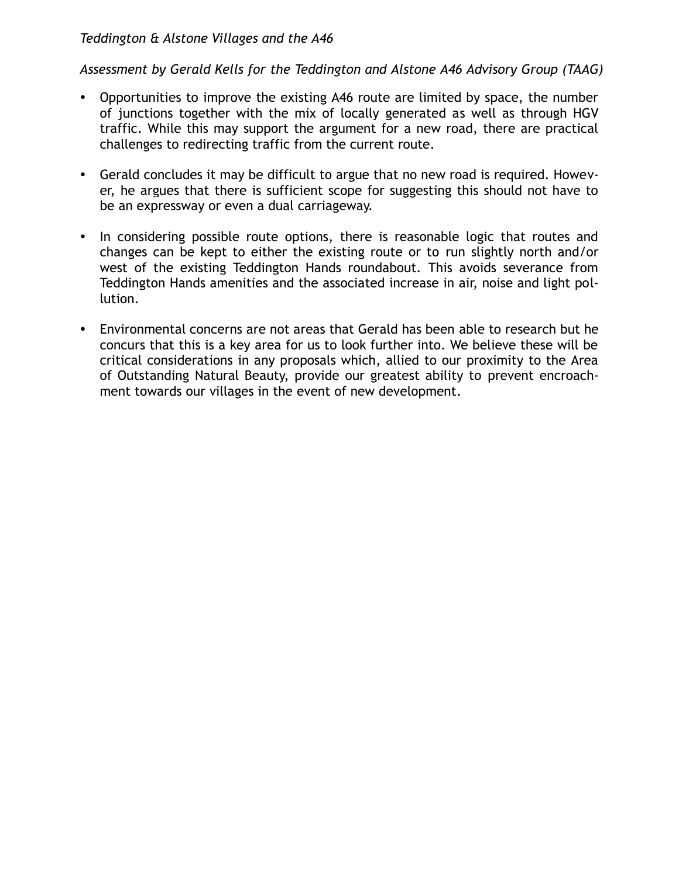*Teddington & Alstone Villages and the A46*

*Assessment by Gerald Kells for the Teddington and Alstone A46 Advisory Group (TAAG)*

- Opportunities to improve the existing A46 route are limited by space, the number of junctions together with the mix of locally generated as well as through HGV traffic. While this may support the argument for a new road, there are practical challenges to redirecting traffic from the current route.

- Gerald concludes it may be difficult to argue that no new road is required. However, he argues that there is sufficient scope for suggesting this should not have to be an expressway or even a dual carriageway.

- In considering possible route options, there is reasonable logic that routes and changes can be kept to either the existing route or to run slightly north and/or west of the existing Teddington Hands roundabout. This avoids severance from Teddington Hands amenities and the associated increase in air, noise and light pollution.

- Environmental concerns are not areas that Gerald has been able to research but he concurs that this is a key area for us to look further into. We believe these will be critical considerations in any proposals which, allied to our proximity to the Area of Outstanding Natural Beauty, provide our greatest ability to prevent encroachment towards our villages in the event of new development.